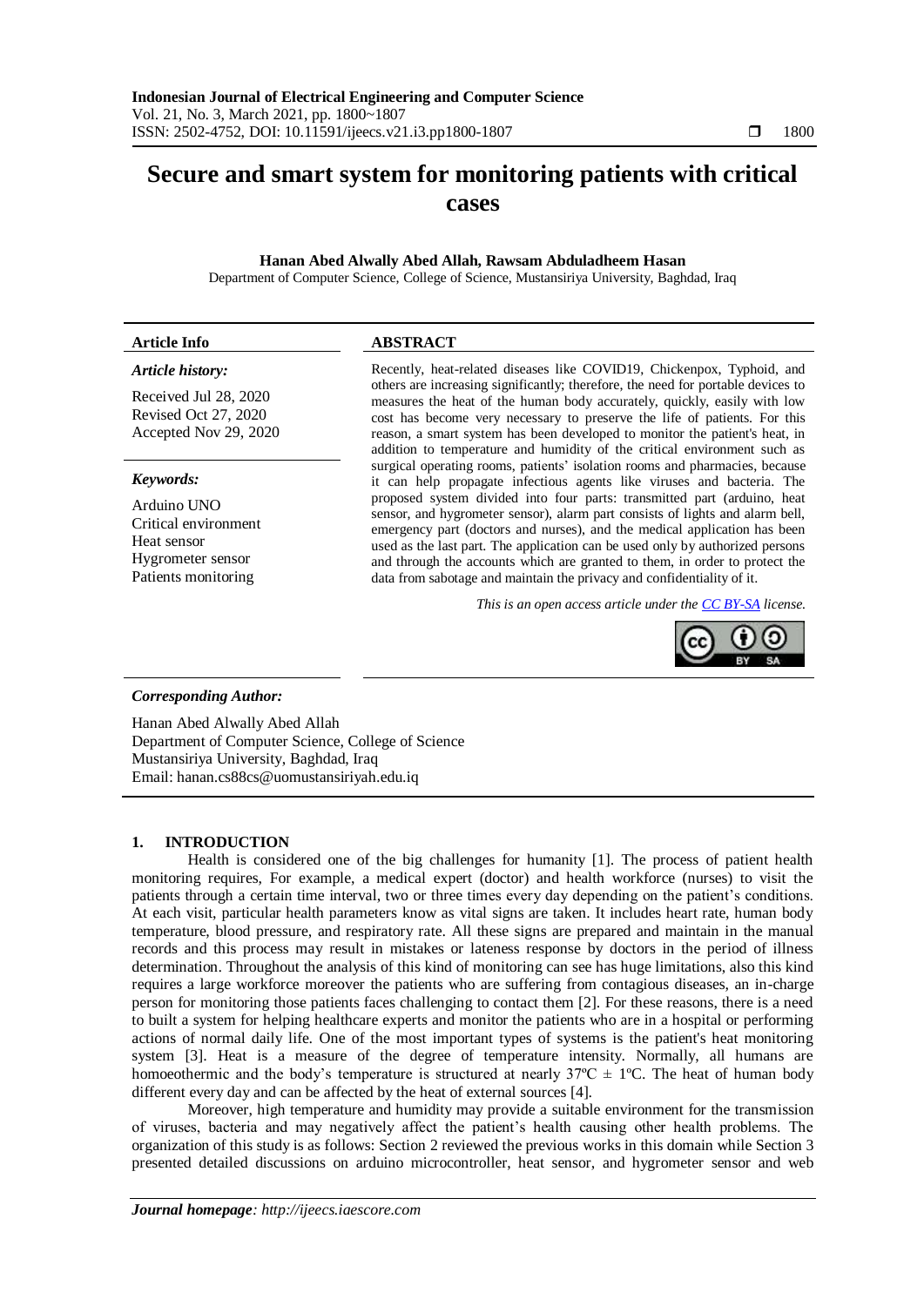# Secure and smart system for monitoring patients with critical cases

**Hanan Abed Alwally Abed Allah, Rawsam Abduladheem Hasan**

Department of Computer Science, College of Science, Mustansiriya University, Baghdad, Iraq

| Article Info | ABSTRACT |
|---|---|
| ***Article history:*** Received Jul 28, 2020; Revised Oct 27, 2020; Accepted Nov 29, 2020 | Recently, heat-related diseases like COVID19, Chickenpox, Typhoid, and others are increasing significantly; therefore, the need for portable devices to measures the heat of the human body accurately, quickly, easily with low cost has become very necessary to preserve the life of patients. For this reason, a smart system has been developed to monitor the patient's heat, in addition to temperature and humidity of the critical environment such as surgical operating rooms, patients' isolation rooms and pharmacies, because it can help propagate infectious agents like viruses and bacteria. The proposed system divided into four parts: transmitted part (arduino, heat sensor, and hygrometer sensor), alarm part consists of lights and alarm bell, emergency part (doctors and nurses), and the medical application has been used as the last part. The application can be used only by authorized persons and through the accounts which are granted to them, in order to protect the data from sabotage and maintain the privacy and confidentiality of it. |
| ***Keywords:*** Arduino UNO; Critical environment; Heat sensor; Hygrometer sensor; Patients monitoring | *This is an open access article under the CC BY-SA license.* |

***Corresponding Author:***

Hanan Abed Alwally Abed Allah
Department of Computer Science, College of Science
Mustansiriya University, Baghdad, Iraq
Email: hanan.cs88cs@uomustansiriyah.edu.iq

## 1. INTRODUCTION

Health is considered one of the big challenges for humanity [1]. The process of patient health monitoring requires, For example, a medical expert (doctor) and health workforce (nurses) to visit the patients through a certain time interval, two or three times every day depending on the patient's conditions. At each visit, particular health parameters know as vital signs are taken. It includes heart rate, human body temperature, blood pressure, and respiratory rate. All these signs are prepared and maintain in the manual records and this process may result in mistakes or lateness response by doctors in the period of illness determination. Throughout the analysis of this kind of monitoring can see has huge limitations, also this kind requires a large workforce moreover the patients who are suffering from contagious diseases, an in-charge person for monitoring those patients faces challenging to contact them [2]. For these reasons, there is a need to built a system for helping healthcare experts and monitor the patients who are in a hospital or performing actions of normal daily life. One of the most important types of systems is the patient's heat monitoring system [3]. Heat is a measure of the degree of temperature intensity. Normally, all humans are homoeothermic and the body's temperature is structured at nearly 37ºC ± 1ºC. The heat of human body different every day and can be affected by the heat of external sources [4].

Moreover, high temperature and humidity may provide a suitable environment for the transmission of viruses, bacteria and may negatively affect the patient's health causing other health problems. The organization of this study is as follows: Section 2 reviewed the previous works in this domain while Section 3 presented detailed discussions on arduino microcontroller, heat sensor, and hygrometer sensor and web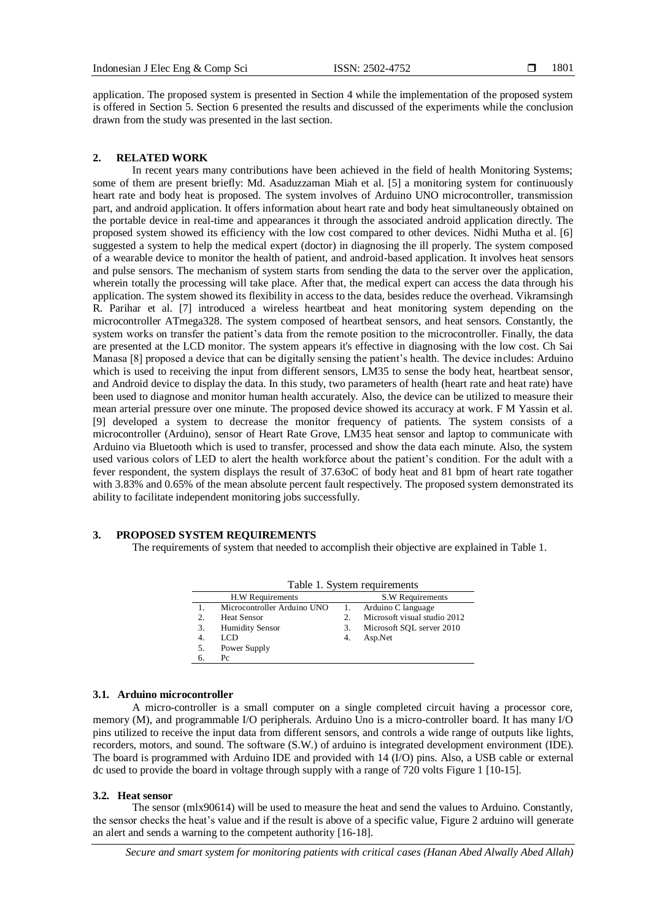application. The proposed system is presented in Section 4 while the implementation of the proposed system is offered in Section 5. Section 6 presented the results and discussed of the experiments while the conclusion drawn from the study was presented in the last section.

## 2. RELATED WORK

In recent years many contributions have been achieved in the field of health Monitoring Systems; some of them are present briefly: Md. Asaduzzaman Miah et al. [5] a monitoring system for continuously heart rate and body heat is proposed. The system involves of Arduino UNO microcontroller, transmission part, and android application. It offers information about heart rate and body heat simultaneously obtained on the portable device in real-time and appearances it through the associated android application directly. The proposed system showed its efficiency with the low cost compared to other devices. Nidhi Mutha et al. [6] suggested a system to help the medical expert (doctor) in diagnosing the ill properly. The system composed of a wearable device to monitor the health of patient, and android-based application. It involves heat sensors and pulse sensors. The mechanism of system starts from sending the data to the server over the application, wherein totally the processing will take place. After that, the medical expert can access the data through his application. The system showed its flexibility in access to the data, besides reduce the overhead. Vikramsingh R. Parihar et al. [7] introduced a wireless heartbeat and heat monitoring system depending on the microcontroller ATmega328. The system composed of heartbeat sensors, and heat sensors. Constantly, the system works on transfer the patient's data from the remote position to the microcontroller. Finally, the data are presented at the LCD monitor. The system appears it's effective in diagnosing with the low cost. Ch Sai Manasa [8] proposed a device that can be digitally sensing the patient's health. The device includes: Arduino which is used to receiving the input from different sensors, LM35 to sense the body heat, heartbeat sensor, and Android device to display the data. In this study, two parameters of health (heart rate and heat rate) have been used to diagnose and monitor human health accurately. Also, the device can be utilized to measure their mean arterial pressure over one minute. The proposed device showed its accuracy at work. F M Yassin et al. [9] developed a system to decrease the monitor frequency of patients. The system consists of a microcontroller (Arduino), sensor of Heart Rate Grove, LM35 heat sensor and laptop to communicate with Arduino via Bluetooth which is used to transfer, processed and show the data each minute. Also, the system used various colors of LED to alert the health workforce about the patient's condition. For the adult with a fever respondent, the system displays the result of 37.63oC of body heat and 81 bpm of heart rate togather with 3.83% and 0.65% of the mean absolute percent fault respectively. The proposed system demonstrated its ability to facilitate independent monitoring jobs successfully.

## 3. PROPOSED SYSTEM REQUIREMENTS

The requirements of system that needed to accomplish their objective are explained in Table 1.

Table 1. System requirements

| | H.W Requirements | | S.W Requirements |
|---|---|---|---|
| 1. | Microcontroller Arduino UNO | 1. | Arduino C language |
| 2. | Heat Sensor | 2. | Microsoft visual studio 2012 |
| 3. | Humidity Sensor | 3. | Microsoft SQL server 2010 |
| 4. | LCD | 4. | Asp.Net |
| 5. | Power Supply | | |
| 6. | Pc | | |

### 3.1. Arduino microcontroller

A micro-controller is a small computer on a single completed circuit having a processor core, memory (M), and programmable I/O peripherals. Arduino Uno is a micro-controller board. It has many I/O pins utilized to receive the input data from different sensors, and controls a wide range of outputs like lights, recorders, motors, and sound. The software (S.W.) of arduino is integrated development environment (IDE). The board is programmed with Arduino IDE and provided with 14 (I/O) pins. Also, a USB cable or external dc used to provide the board in voltage through supply with a range of 720 volts Figure 1 [10-15].

### 3.2. Heat sensor

The sensor (mlx90614) will be used to measure the heat and send the values to Arduino. Constantly, the sensor checks the heat's value and if the result is above of a specific value, Figure 2 arduino will generate an alert and sends a warning to the competent authority [16-18].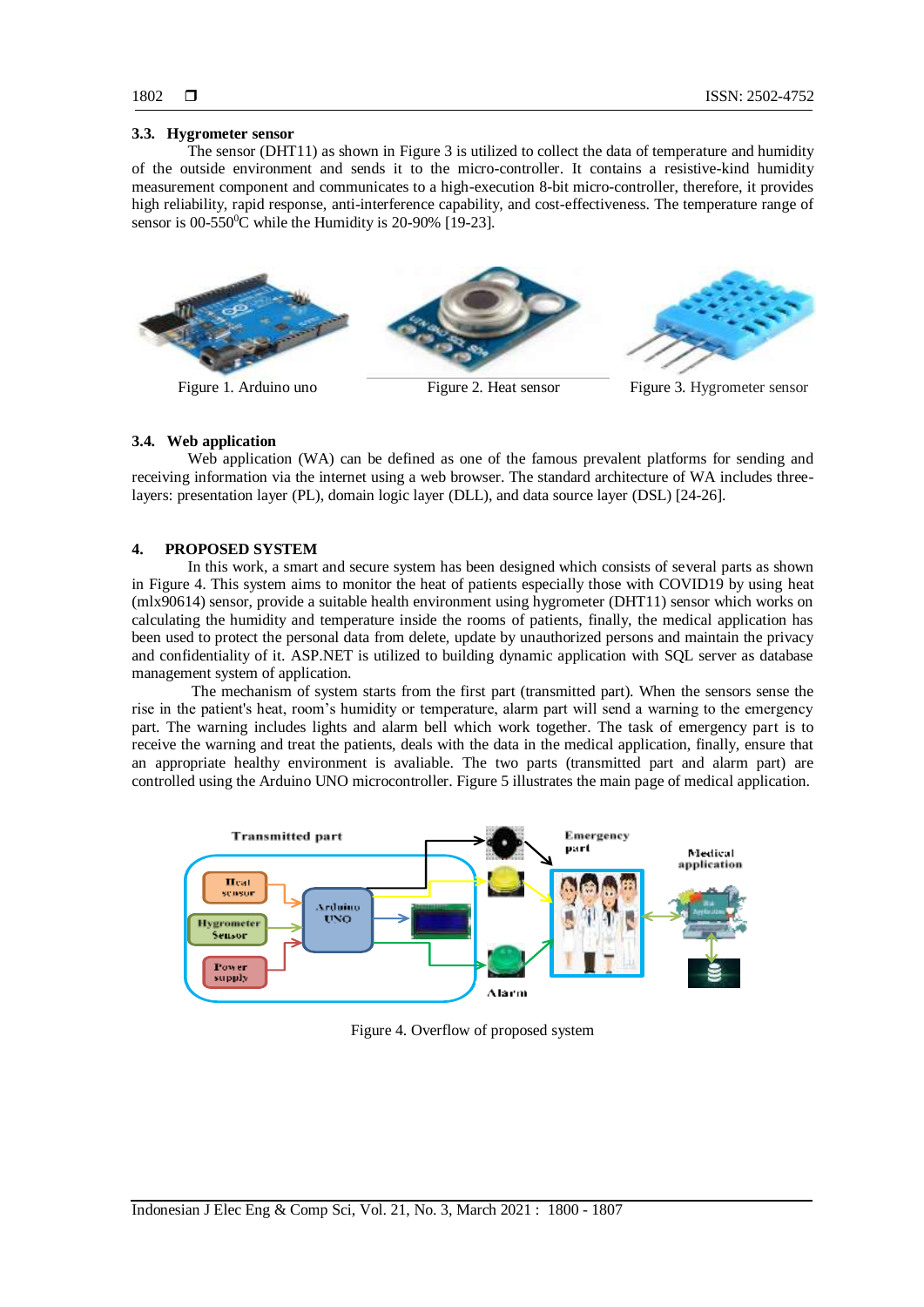### 3.3. Hygrometer sensor

The sensor (DHT11) as shown in Figure 3 is utilized to collect the data of temperature and humidity of the outside environment and sends it to the micro-controller. It contains a resistive-kind humidity measurement component and communicates to a high-execution 8-bit micro-controller, therefore, it provides high reliability, rapid response, anti-interference capability, and cost-effectiveness. The temperature range of sensor is 00-550$^0$C while the Humidity is 20-90% [19-23].

Figure 1. Arduino uno

Figure 2. Heat sensor

Figure 3. Hygrometer sensor

### 3.4. Web application

Web application (WA) can be defined as one of the famous prevalent platforms for sending and receiving information via the internet using a web browser. The standard architecture of WA includes three-layers: presentation layer (PL), domain logic layer (DLL), and data source layer (DSL) [24-26].

## 4. PROPOSED SYSTEM

In this work, a smart and secure system has been designed which consists of several parts as shown in Figure 4. This system aims to monitor the heat of patients especially those with COVID19 by using heat (mlx90614) sensor, provide a suitable health environment using hygrometer (DHT11) sensor which works on calculating the humidity and temperature inside the rooms of patients, finally, the medical application has been used to protect the personal data from delete, update by unauthorized persons and maintain the privacy and confidentiality of it. ASP.NET is utilized to building dynamic application with SQL server as database management system of application.

The mechanism of system starts from the first part (transmitted part). When the sensors sense the rise in the patient's heat, room's humidity or temperature, alarm part will send a warning to the emergency part. The warning includes lights and alarm bell which work together. The task of emergency part is to receive the warning and treat the patients, deals with the data in the medical application, finally, ensure that an appropriate healthy environment is avaliable. The two parts (transmitted part and alarm part) are controlled using the Arduino UNO microcontroller. Figure 5 illustrates the main page of medical application.

Figure 4. Overflow of proposed system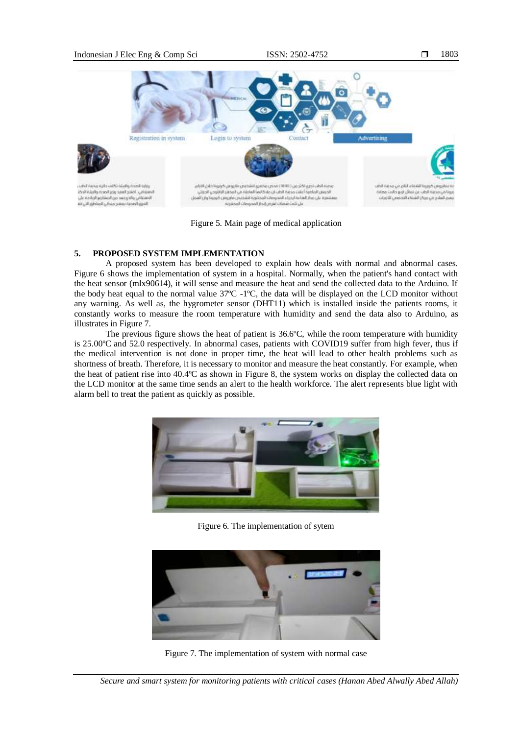Figure 5. Main page of medical application

## 5. PROPOSED SYSTEM IMPLEMENTATION

A proposed system has been developed to explain how deals with normal and abnormal cases. Figure 6 shows the implementation of system in a hospital. Normally, when the patient's hand contact with the heat sensor (mlx90614), it will sense and measure the heat and send the collected data to the Arduino. If the body heat equal to the normal value 37ºC -1ºC, the data will be displayed on the LCD monitor without any warning. As well as, the hygrometer sensor (DHT11) which is installed inside the patients rooms, it constantly works to measure the room temperature with humidity and send the data also to Arduino, as illustrates in Figure 7.

The previous figure shows the heat of patient is 36.6ºC, while the room temperature with humidity is 25.00ºC and 52.0 respectively. In abnormal cases, patients with COVID19 suffer from high fever, thus if the medical intervention is not done in proper time, the heat will lead to other health problems such as shortness of breath. Therefore, it is necessary to monitor and measure the heat constantly. For example, when the heat of patient rise into 40.4ºC as shown in Figure 8, the system works on display the collected data on the LCD monitor at the same time sends an alert to the health workforce. The alert represents blue light with alarm bell to treat the patient as quickly as possible.

Figure 6. The implementation of sytem

Figure 7. The implementation of system with normal case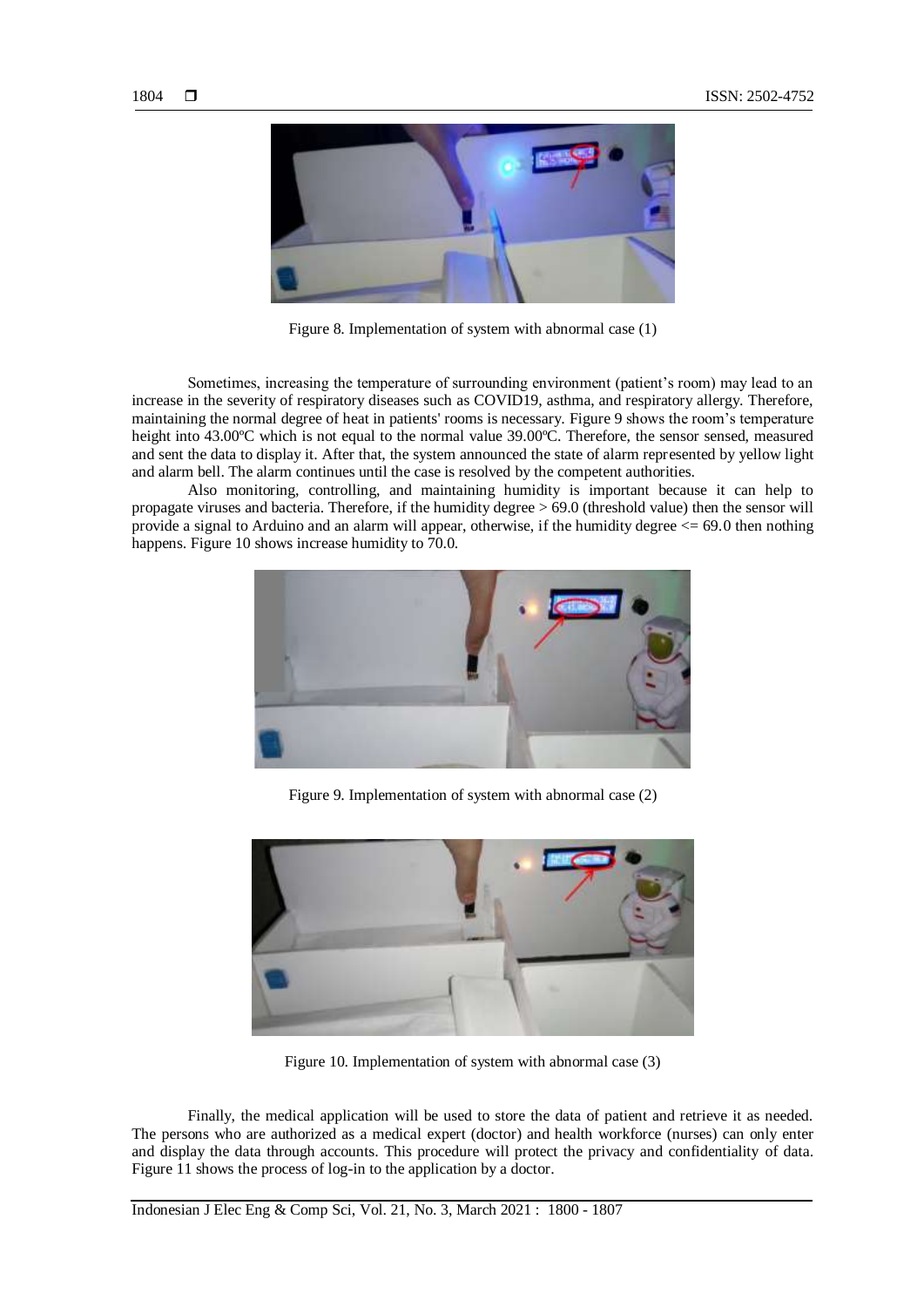Figure 8. Implementation of system with abnormal case (1)

Sometimes, increasing the temperature of surrounding environment (patient's room) may lead to an increase in the severity of respiratory diseases such as COVID19, asthma, and respiratory allergy. Therefore, maintaining the normal degree of heat in patients' rooms is necessary. Figure 9 shows the room's temperature height into 43.00ºC which is not equal to the normal value 39.00ºC. Therefore, the sensor sensed, measured and sent the data to display it. After that, the system announced the state of alarm represented by yellow light and alarm bell. The alarm continues until the case is resolved by the competent authorities.

Also monitoring, controlling, and maintaining humidity is important because it can help to propagate viruses and bacteria. Therefore, if the humidity degree > 69.0 (threshold value) then the sensor will provide a signal to Arduino and an alarm will appear, otherwise, if the humidity degree <= 69.0 then nothing happens. Figure 10 shows increase humidity to 70.0.

Figure 9. Implementation of system with abnormal case (2)

Figure 10. Implementation of system with abnormal case (3)

Finally, the medical application will be used to store the data of patient and retrieve it as needed. The persons who are authorized as a medical expert (doctor) and health workforce (nurses) can only enter and display the data through accounts. This procedure will protect the privacy and confidentiality of data. Figure 11 shows the process of log-in to the application by a doctor.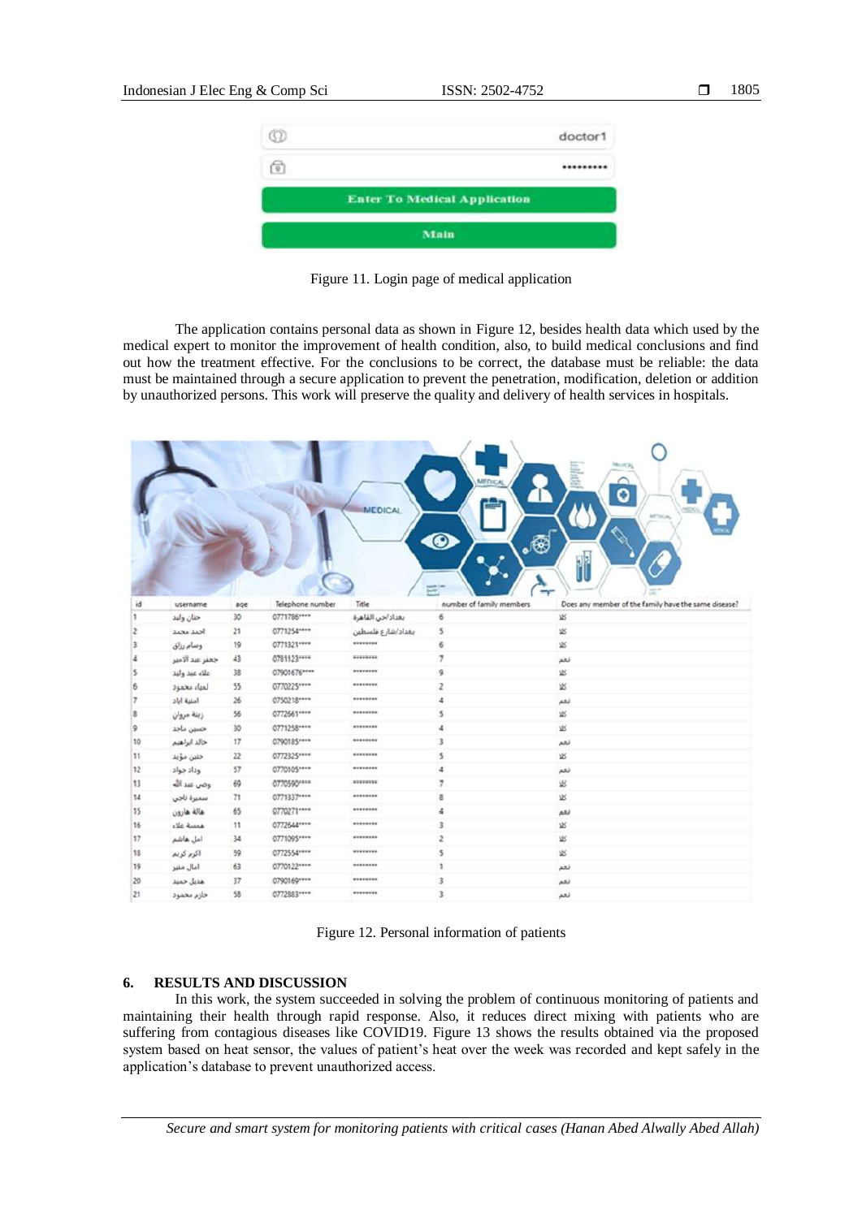Figure 11. Login page of medical application

The application contains personal data as shown in Figure 12, besides health data which used by the medical expert to monitor the improvement of health condition, also, to build medical conclusions and find out how the treatment effective. For the conclusions to be correct, the database must be reliable: the data must be maintained through a secure application to prevent the penetration, modification, deletion or addition by unauthorized persons. This work will preserve the quality and delivery of health services in hospitals.

| id | username | age | Telephone number | Title | number of family members | Does any member of the family have the same disease? |
|---|---|---|---|---|---|---|
| 1 | حنان وليد | 30 | 0771786**** | بغداد/حي القاهرة | 6 | كلا |
| 2 | احمد محمد | 21 | 0771254**** | بغداد/شارع فلسطين | 5 | كلا |
| 3 | وسام رزاق | 19 | 0771321**** | ******** | 6 | كلا |
| 4 | جعفر عبد الامير | 43 | 0781123**** | ******** | 7 | نعم |
| 5 | علاء عبد وليد | 38 | 07901676**** | ******** | 9 | كلا |
| 6 | لمياء محمود | 55 | 0770225**** | ******** | 2 | كلا |
| 7 | امنية اياد | 26 | 0750218**** | ******** | 4 | نعم |
| 8 | زينة مروان | 56 | 0772661**** | ******** | 5 | كلا |
| 9 | حسين ماجد | 30 | 0771258**** | ******** | 4 | كلا |
| 10 | خالد ابراهيم | 17 | 0790185**** | ******** | 3 | نعم |
| 11 | حنين مؤيد | 22 | 0772325**** | ******** | 5 | كلا |
| 12 | وداد جواد | 57 | 0770105**** | ******** | 4 | نعم |
| 13 | وصي عبد الله | 69 | 0770590**** | ******** | 7 | كلا |
| 14 | سميرة ناجي | 71 | 0771337**** | ******** | 8 | كلا |
| 15 | هالة هارون | 65 | 0770271**** | ******** | 4 | نعم |
| 16 | همسة علاء | 11 | 0772644**** | ******** | 3 | كلا |
| 17 | امل هاشم | 34 | 0771095**** | ******** | 2 | كلا |
| 18 | اكرم كريم | 59 | 0772554**** | ******** | 5 | كلا |
| 19 | امال منير | 63 | 0770122**** | ******** | 1 | نعم |
| 20 | هديل حميد | 37 | 0790169**** | ******** | 3 | نعم |
| 21 | حازم محمود | 58 | 0772883**** | ******** | 3 | نعم |

Figure 12. Personal information of patients

## 6. RESULTS AND DISCUSSION

In this work, the system succeeded in solving the problem of continuous monitoring of patients and maintaining their health through rapid response. Also, it reduces direct mixing with patients who are suffering from contagious diseases like COVID19. Figure 13 shows the results obtained via the proposed system based on heat sensor, the values of patient's heat over the week was recorded and kept safely in the application's database to prevent unauthorized access.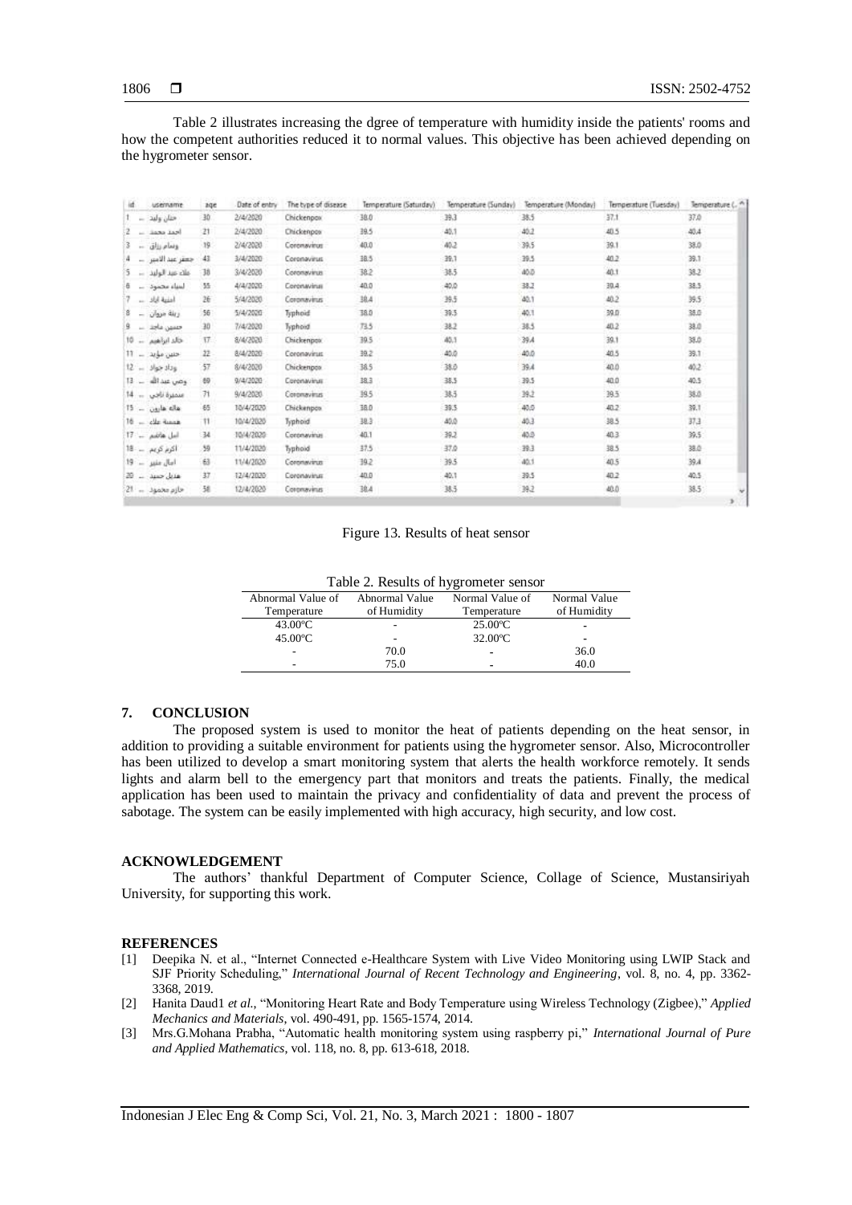Table 2 illustrates increasing the dgree of temperature with humidity inside the patients' rooms and how the competent authorities reduced it to normal values. This objective has been achieved depending on the hygrometer sensor.

| id | username | age | Date of entry | The type of disease | Temperature (Saturday) | Temperature (Sunday) | Temperature (Monday) | Temperature (Tuesday) | Temperature (... |
|---|---|---|---|---|---|---|---|---|---|
| 1 | حنان وليد | 30 | 2/4/2020 | Chickenpox | 38.0 | 39.3 | 38.5 | 37.1 | 37.0 |
| 2 | احمد محمد | 21 | 2/4/2020 | Chickenpox | 39.5 | 40.1 | 40.2 | 40.5 | 40.4 |
| 3 | وسام رزاق | 19 | 2/4/2020 | Coronavirus | 40.0 | 40.2 | 39.5 | 39.1 | 38.0 |
| 4 | جعفر عبد الامير | 43 | 3/4/2020 | Coronavirus | 38.5 | 39.1 | 39.5 | 40.2 | 39.1 |
| 5 | علاء عبد الوليد | 38 | 3/4/2020 | Coronavirus | 38.2 | 38.5 | 40.0 | 40.1 | 38.2 |
| 6 | لمياء محمود | 55 | 4/4/2020 | Coronavirus | 40.0 | 40.0 | 38.2 | 39.4 | 38.5 |
| 7 | امنية اياد | 26 | 5/4/2020 | Coronavirus | 38.4 | 39.5 | 40.1 | 40.2 | 39.5 |
| 8 | زينة مروان | 56 | 5/4/2020 | Typhoid | 38.0 | 39.5 | 40.1 | 39.0 | 38.0 |
| 9 | حسين ماجد | 30 | 7/4/2020 | Typhoid | 73.5 | 38.2 | 38.5 | 40.2 | 38.0 |
| 10 | خالد ابراهيم | 17 | 8/4/2020 | Chickenpox | 39.5 | 40.1 | 39.4 | 39.1 | 38.0 |
| 11 | حنين مؤيد | 22 | 8/4/2020 | Coronavirus | 39.2 | 40.0 | 40.0 | 40.5 | 39.1 |
| 12 | وداد جواد | 57 | 8/4/2020 | Chickenpox | 38.5 | 38.0 | 39.4 | 40.0 | 40.2 |
| 13 | وصي عبد الله | 69 | 9/4/2020 | Coronavirus | 38.3 | 38.5 | 39.5 | 40.0 | 40.5 |
| 14 | سميرة ناجي | 71 | 9/4/2020 | Coronavirus | 39.5 | 38.5 | 39.2 | 39.5 | 38.0 |
| 15 | هالة هارون | 65 | 10/4/2020 | Chickenpox | 38.0 | 39.5 | 40.0 | 40.2 | 39.1 |
| 16 | همسة علاء | 11 | 10/4/2020 | Typhoid | 38.3 | 40.0 | 40.3 | 38.5 | 37.3 |
| 17 | امل هاشم | 34 | 10/4/2020 | Coronavirus | 40.1 | 39.2 | 40.0 | 40.3 | 39.5 |
| 18 | اكرم كريم | 59 | 11/4/2020 | Typhoid | 37.5 | 37.0 | 39.3 | 38.5 | 38.0 |
| 19 | امال منير | 63 | 11/4/2020 | Coronavirus | 39.2 | 39.5 | 40.1 | 40.5 | 39.4 |
| 20 | هديل حميد | 37 | 12/4/2020 | Coronavirus | 40.0 | 40.1 | 39.5 | 40.2 | 40.5 |
| 21 | حازم محمود | 58 | 12/4/2020 | Coronavirus | 38.4 | 38.5 | 39.2 | 40.0 | 38.5 |

Figure 13. Results of heat sensor

Table 2. Results of hygrometer sensor

| Abnormal Value of Temperature | Abnormal Value of Humidity | Normal Value of Temperature | Normal Value of Humidity |
|---|---|---|---|
| 43.00°C | - | 25.00°C | - |
| 45.00°C | - | 32.00°C | - |
| - | 70.0 | - | 36.0 |
| - | 75.0 | - | 40.0 |

## 7. CONCLUSION

The proposed system is used to monitor the heat of patients depending on the heat sensor, in addition to providing a suitable environment for patients using the hygrometer sensor. Also, Microcontroller has been utilized to develop a smart monitoring system that alerts the health workforce remotely. It sends lights and alarm bell to the emergency part that monitors and treats the patients. Finally, the medical application has been used to maintain the privacy and confidentiality of data and prevent the process of sabotage. The system can be easily implemented with high accuracy, high security, and low cost.

## ACKNOWLEDGEMENT

The authors' thankful Department of Computer Science, Collage of Science, Mustansiriyah University, for supporting this work.

## REFERENCES

[1] Deepika N. et al., "Internet Connected e-Healthcare System with Live Video Monitoring using LWIP Stack and SJF Priority Scheduling," *International Journal of Recent Technology and Engineering*, vol. 8, no. 4, pp. 3362-3368, 2019.

[2] Hanita Daud1 *et al.*, "Monitoring Heart Rate and Body Temperature using Wireless Technology (Zigbee)," *Applied Mechanics and Materials*, vol. 490-491, pp. 1565-1574, 2014.

[3] Mrs.G.Mohana Prabha, "Automatic health monitoring system using raspberry pi," *International Journal of Pure and Applied Mathematics*, vol. 118, no. 8, pp. 613-618, 2018.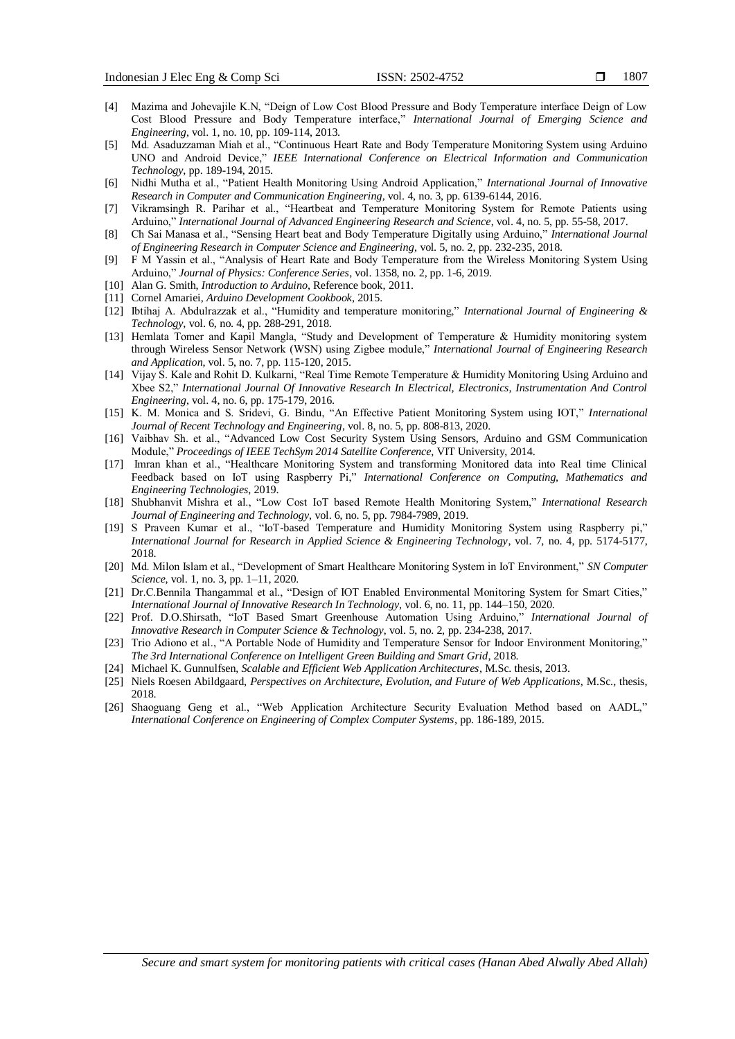[4] Mazima and Johevajile K.N, "Deign of Low Cost Blood Pressure and Body Temperature interface Deign of Low Cost Blood Pressure and Body Temperature interface," *International Journal of Emerging Science and Engineering*, vol. 1, no. 10, pp. 109-114, 2013.

[5] Md. Asaduzzaman Miah et al., "Continuous Heart Rate and Body Temperature Monitoring System using Arduino UNO and Android Device," *IEEE International Conference on Electrical Information and Communication Technology*, pp. 189-194, 2015.

[6] Nidhi Mutha et al., "Patient Health Monitoring Using Android Application," *International Journal of Innovative Research in Computer and Communication Engineering*, vol. 4, no. 3, pp. 6139-6144, 2016.

[7] Vikramsingh R. Parihar et al., "Heartbeat and Temperature Monitoring System for Remote Patients using Arduino," *International Journal of Advanced Engineering Research and Science*, vol. 4, no. 5, pp. 55-58, 2017.

[8] Ch Sai Manasa et al., "Sensing Heart beat and Body Temperature Digitally using Arduino," *International Journal of Engineering Research in Computer Science and Engineering*, vol. 5, no. 2, pp. 232-235, 2018.

[9] F M Yassin et al., "Analysis of Heart Rate and Body Temperature from the Wireless Monitoring System Using Arduino," *Journal of Physics: Conference Series*, vol. 1358, no. 2, pp. 1-6, 2019.

[10] Alan G. Smith, *Introduction to Arduino*, Reference book, 2011.

[11] Cornel Amariei, *Arduino Development Cookbook*, 2015.

[12] Ibtihaj A. Abdulrazzak et al., "Humidity and temperature monitoring," *International Journal of Engineering & Technology*, vol. 6, no. 4, pp. 288-291, 2018.

[13] Hemlata Tomer and Kapil Mangla, "Study and Development of Temperature & Humidity monitoring system through Wireless Sensor Network (WSN) using Zigbee module," *International Journal of Engineering Research and Application*, vol. 5, no. 7, pp. 115-120, 2015.

[14] Vijay S. Kale and Rohit D. Kulkarni, "Real Time Remote Temperature & Humidity Monitoring Using Arduino and Xbee S2," *International Journal Of Innovative Research In Electrical, Electronics, Instrumentation And Control Engineering*, vol. 4, no. 6, pp. 175-179, 2016.

[15] K. M. Monica and S. Sridevi, G. Bindu, "An Effective Patient Monitoring System using IOT," *International Journal of Recent Technology and Engineering*, vol. 8, no. 5, pp. 808-813, 2020.

[16] Vaibhav Sh. et al., "Advanced Low Cost Security System Using Sensors, Arduino and GSM Communication Module," *Proceedings of IEEE TechSym 2014 Satellite Conference*, VIT University, 2014.

[17] Imran khan et al., "Healthcare Monitoring System and transforming Monitored data into Real time Clinical Feedback based on IoT using Raspberry Pi," *International Conference on Computing, Mathematics and Engineering Technologies*, 2019.

[18] Shubhanvit Mishra et al., "Low Cost IoT based Remote Health Monitoring System," *International Research Journal of Engineering and Technology*, vol. 6, no. 5, pp. 7984-7989, 2019.

[19] S Praveen Kumar et al., "IoT-based Temperature and Humidity Monitoring System using Raspberry pi," *International Journal for Research in Applied Science & Engineering Technology*, vol. 7, no. 4, pp. 5174-5177, 2018.

[20] Md. Milon Islam et al., "Development of Smart Healthcare Monitoring System in IoT Environment," *SN Computer Science*, vol. 1, no. 3, pp. 1–11, 2020.

[21] Dr.C.Bennila Thangammal et al., "Design of IOT Enabled Environmental Monitoring System for Smart Cities," *International Journal of Innovative Research In Technology*, vol. 6, no. 11, pp. 144–150, 2020.

[22] Prof. D.O.Shirsath, "IoT Based Smart Greenhouse Automation Using Arduino," *International Journal of Innovative Research in Computer Science & Technology*, vol. 5, no. 2, pp. 234-238, 2017.

[23] Trio Adiono et al., "A Portable Node of Humidity and Temperature Sensor for Indoor Environment Monitoring," *The 3rd International Conference on Intelligent Green Building and Smart Grid*, 2018.

[24] Michael K. Gunnulfsen, *Scalable and Efficient Web Application Architectures*, M.Sc. thesis, 2013.

[25] Niels Roesen Abildgaard, *Perspectives on Architecture, Evolution, and Future of Web Applications*, M.Sc., thesis, 2018.

[26] Shaoguang Geng et al., "Web Application Architecture Security Evaluation Method based on AADL," *International Conference on Engineering of Complex Computer Systems*, pp. 186-189, 2015.